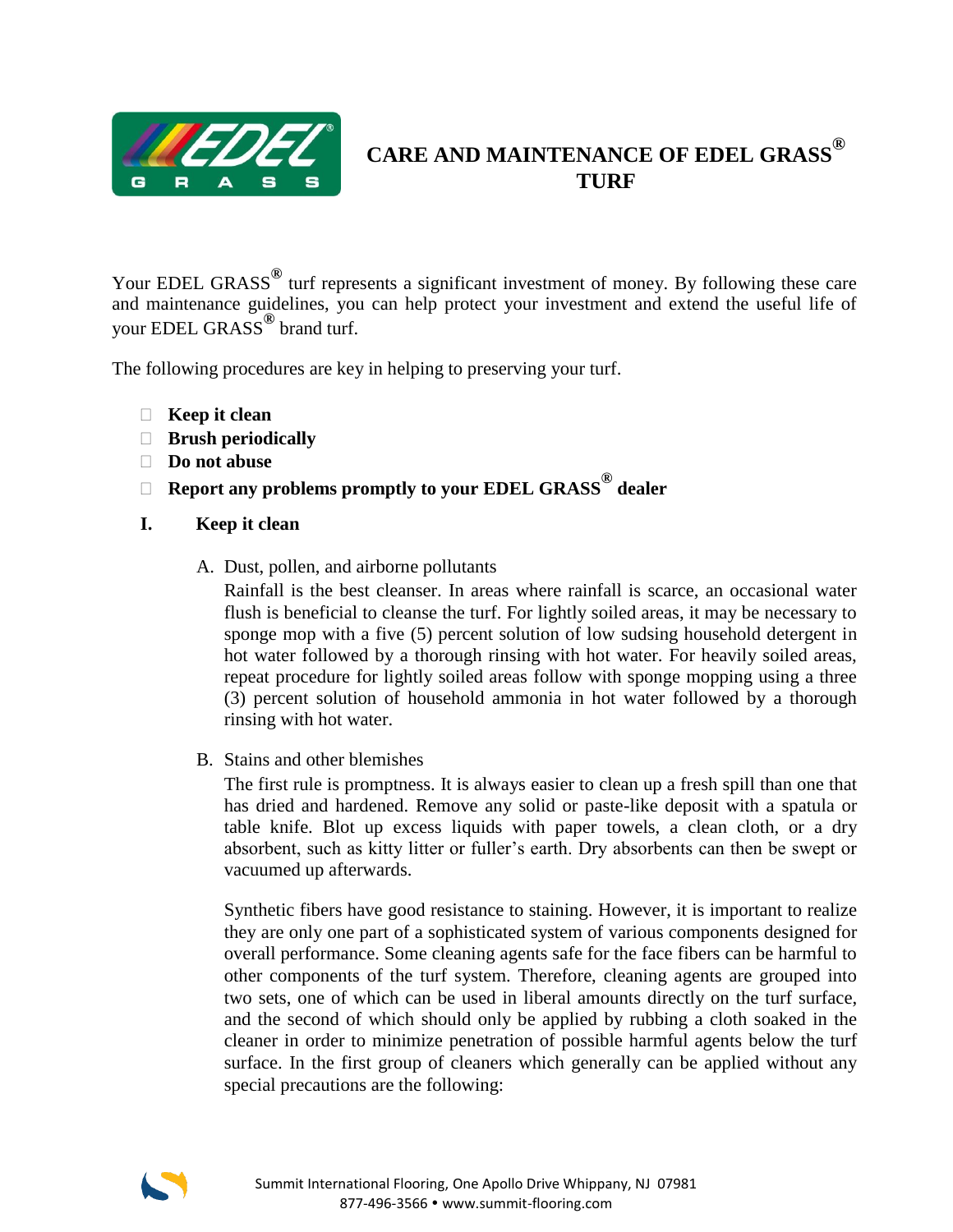# CARE AND MAINTENANCE OF EDEL GRASS® TURF

Your EDEL GRASS® turf represents a significant investment of money. By following these care and maintenance guidelines, you can help protect your investment and extend the useful life of your EDEL GRASS® brand turf.

The following procedures are key in helping to preserving your turf.

- **Keep it clean**
- **Brush periodically**
- **Do not abuse**
- **Report any problems promptly to your EDEL GRASS® dealer**

## I. Keep it clean

A. Dust, pollen, and airborne pollutants

Rainfall is the best cleanser. In areas where rainfall is scarce, an occasional water flush is beneficial to cleanse the turf. For lightly soiled areas, it may be necessary to sponge mop with a five (5) percent solution of low sudsing household detergent in hot water followed by a thorough rinsing with hot water. For heavily soiled areas, repeat procedure for lightly soiled areas follow with sponge mopping using a three (3) percent solution of household ammonia in hot water followed by a thorough rinsing with hot water.

B. Stains and other blemishes

The first rule is promptness. It is always easier to clean up a fresh spill than one that has dried and hardened. Remove any solid or paste-like deposit with a spatula or table knife. Blot up excess liquids with paper towels, a clean cloth, or a dry absorbent, such as kitty litter or fuller's earth. Dry absorbents can then be swept or vacuumed up afterwards.

Synthetic fibers have good resistance to staining. However, it is important to realize they are only one part of a sophisticated system of various components designed for overall performance. Some cleaning agents safe for the face fibers can be harmful to other components of the turf system. Therefore, cleaning agents are grouped into two sets, one of which can be used in liberal amounts directly on the turf surface, and the second of which should only be applied by rubbing a cloth soaked in the cleaner in order to minimize penetration of possible harmful agents below the turf surface. In the first group of cleaners which generally can be applied without any special precautions are the following: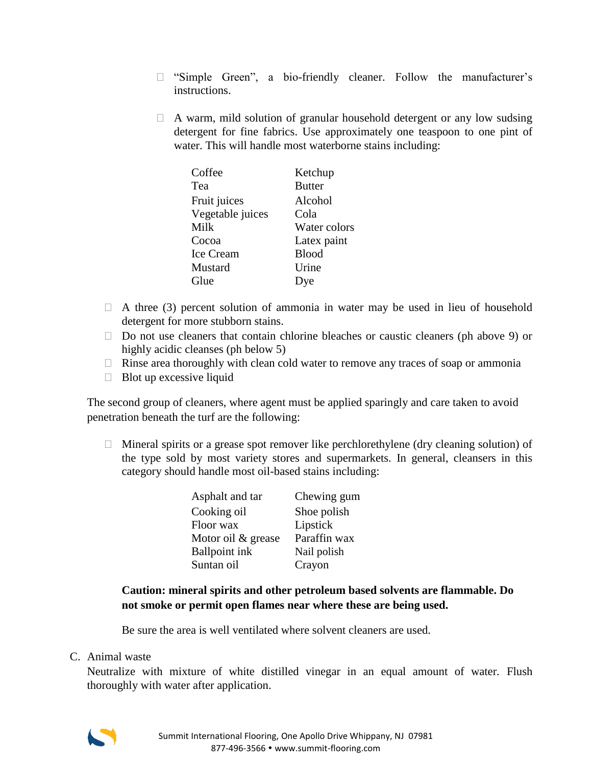- "Simple Green", a bio-friendly cleaner. Follow the manufacturer's instructions.

- A warm, mild solution of granular household detergent or any low sudsing detergent for fine fabrics. Use approximately one teaspoon to one pint of water. This will handle most waterborne stains including:

| | |
|---|---|
| Coffee | Ketchup |
| Tea | Butter |
| Fruit juices | Alcohol |
| Vegetable juices | Cola |
| Milk | Water colors |
| Cocoa | Latex paint |
| Ice Cream | Blood |
| Mustard | Urine |
| Glue | Dye |

- A three (3) percent solution of ammonia in water may be used in lieu of household detergent for more stubborn stains.
- Do not use cleaners that contain chlorine bleaches or caustic cleaners (ph above 9) or highly acidic cleanses (ph below 5)
- Rinse area thoroughly with clean cold water to remove any traces of soap or ammonia
- Blot up excessive liquid

The second group of cleaners, where agent must be applied sparingly and care taken to avoid penetration beneath the turf are the following:

- Mineral spirits or a grease spot remover like perchlorethylene (dry cleaning solution) of the type sold by most variety stores and supermarkets. In general, cleansers in this category should handle most oil-based stains including:

| | |
|---|---|
| Asphalt and tar | Chewing gum |
| Cooking oil | Shoe polish |
| Floor wax | Lipstick |
| Motor oil & grease | Paraffin wax |
| Ballpoint ink | Nail polish |
| Suntan oil | Crayon |

**Caution: mineral spirits and other petroleum based solvents are flammable. Do not smoke or permit open flames near where these are being used.**

Be sure the area is well ventilated where solvent cleaners are used.

C. Animal waste

Neutralize with mixture of white distilled vinegar in an equal amount of water. Flush thoroughly with water after application.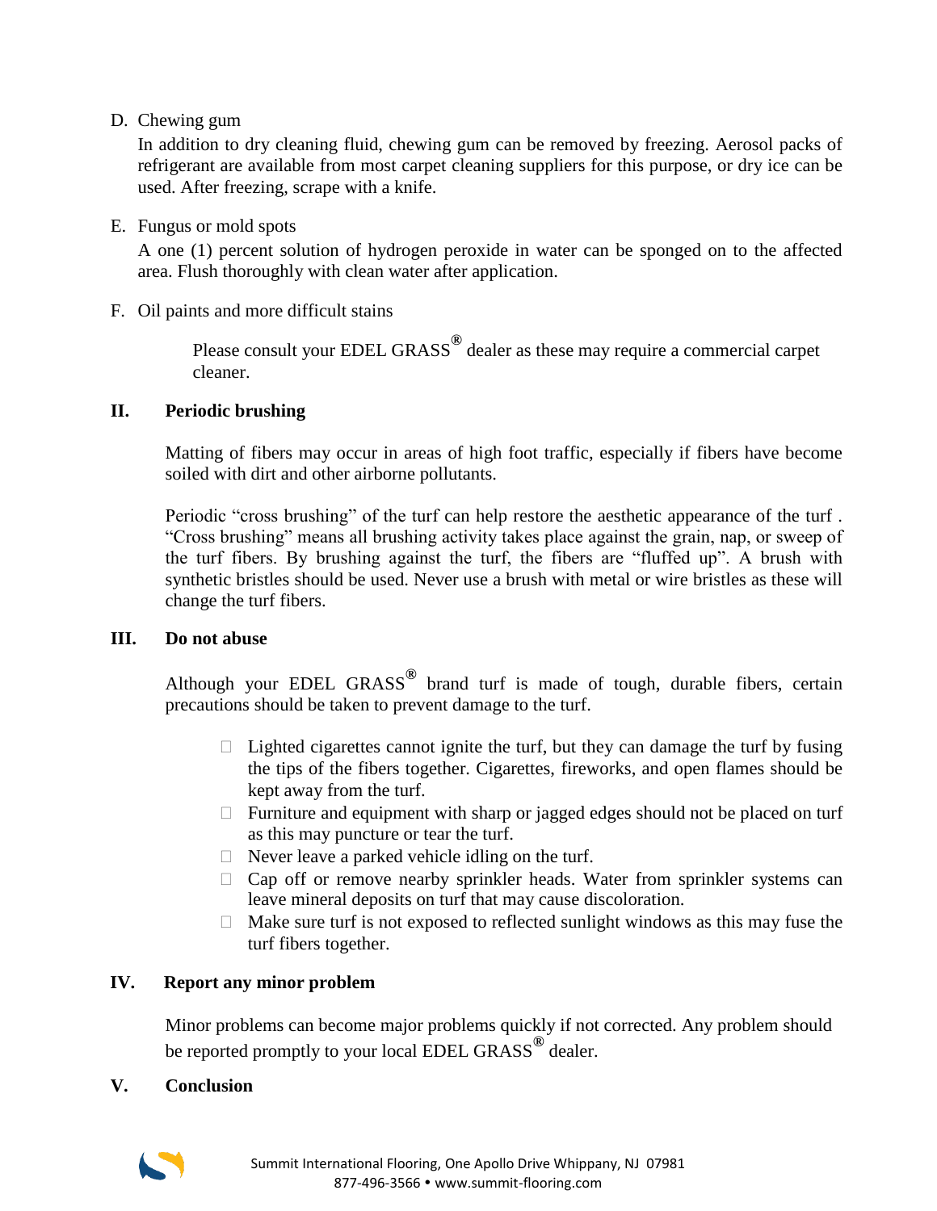D. Chewing gum

In addition to dry cleaning fluid, chewing gum can be removed by freezing. Aerosol packs of refrigerant are available from most carpet cleaning suppliers for this purpose, or dry ice can be used. After freezing, scrape with a knife.

E. Fungus or mold spots

A one (1) percent solution of hydrogen peroxide in water can be sponged on to the affected area. Flush thoroughly with clean water after application.

F. Oil paints and more difficult stains

Please consult your EDEL GRASS® dealer as these may require a commercial carpet cleaner.

## II. Periodic brushing

Matting of fibers may occur in areas of high foot traffic, especially if fibers have become soiled with dirt and other airborne pollutants.

Periodic "cross brushing" of the turf can help restore the aesthetic appearance of the turf . "Cross brushing" means all brushing activity takes place against the grain, nap, or sweep of the turf fibers. By brushing against the turf, the fibers are "fluffed up". A brush with synthetic bristles should be used. Never use a brush with metal or wire bristles as these will change the turf fibers.

## III. Do not abuse

Although your EDEL GRASS® brand turf is made of tough, durable fibers, certain precautions should be taken to prevent damage to the turf.

- Lighted cigarettes cannot ignite the turf, but they can damage the turf by fusing the tips of the fibers together. Cigarettes, fireworks, and open flames should be kept away from the turf.
- Furniture and equipment with sharp or jagged edges should not be placed on turf as this may puncture or tear the turf.
- Never leave a parked vehicle idling on the turf.
- Cap off or remove nearby sprinkler heads. Water from sprinkler systems can leave mineral deposits on turf that may cause discoloration.
- Make sure turf is not exposed to reflected sunlight windows as this may fuse the turf fibers together.

## IV. Report any minor problem

Minor problems can become major problems quickly if not corrected. Any problem should be reported promptly to your local EDEL GRASS® dealer.

## V. Conclusion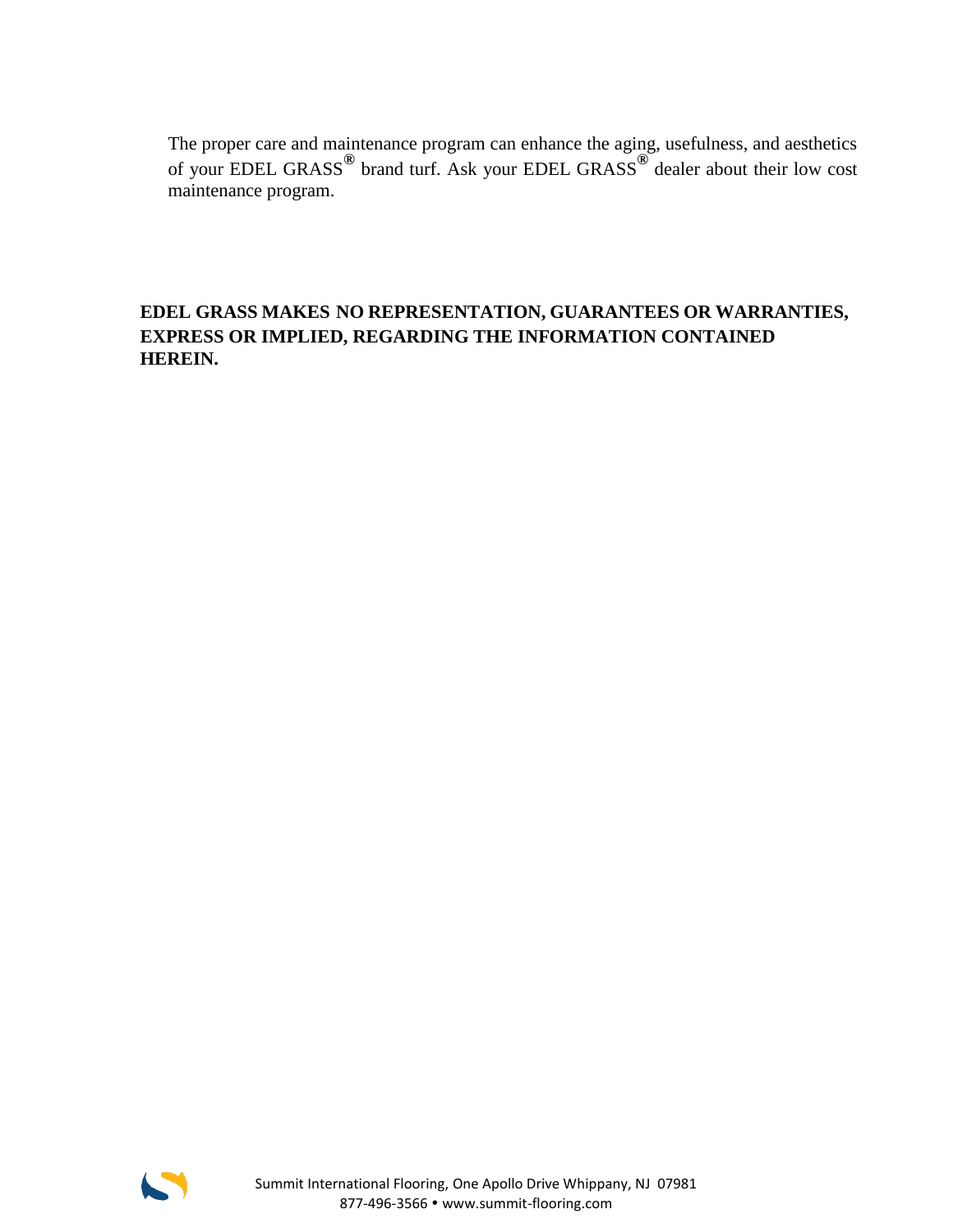The proper care and maintenance program can enhance the aging, usefulness, and aesthetics of your EDEL GRASS® brand turf. Ask your EDEL GRASS® dealer about their low cost maintenance program.

**EDEL GRASS MAKES NO REPRESENTATION, GUARANTEES OR WARRANTIES, EXPRESS OR IMPLIED, REGARDING THE INFORMATION CONTAINED HEREIN.**